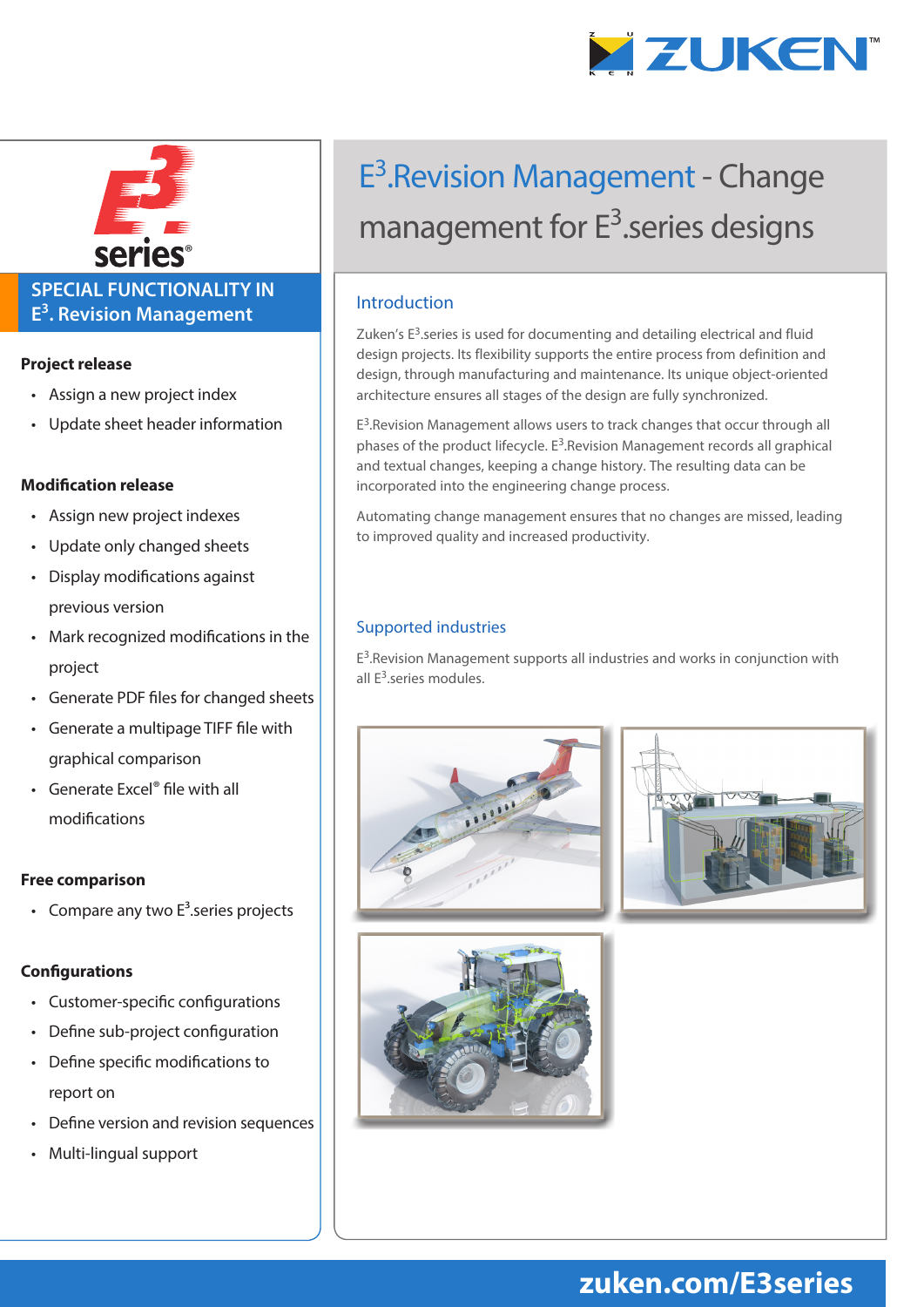# $E^3$.Revision Management - Change management for $E^3$.series designs

## Introduction

Zuken's $E^3$.series is used for documenting and detailing electrical and fluid design projects. Its flexibility supports the entire process from definition and design, through manufacturing and maintenance. Its unique object-oriented architecture ensures all stages of the design are fully synchronized.

$E^3$.Revision Management allows users to track changes that occur through all phases of the product lifecycle. $E^3$.Revision Management records all graphical and textual changes, keeping a change history. The resulting data can be incorporated into the engineering change process.

Automating change management ensures that no changes are missed, leading to improved quality and increased productivity.

## Supported industries

$E^3$.Revision Management supports all industries and works in conjunction with all $E^3$.series modules.

## SPECIAL FUNCTIONALITY IN $E^3$. Revision Management

### Project release

- Assign a new project index
- Update sheet header information

### Modification release

- Assign new project indexes
- Update only changed sheets
- Display modifications against previous version
- Mark recognized modifications in the project
- Generate PDF files for changed sheets
- Generate a multipage TIFF file with graphical comparison
- Generate Excel® file with all modifications

### Free comparison

- Compare any two $E^3$.series projects

### Configurations

- Customer-specific configurations
- Define sub-project configuration
- Define specific modifications to report on
- Define version and revision sequences
- Multi-lingual support

zuken.com/E3series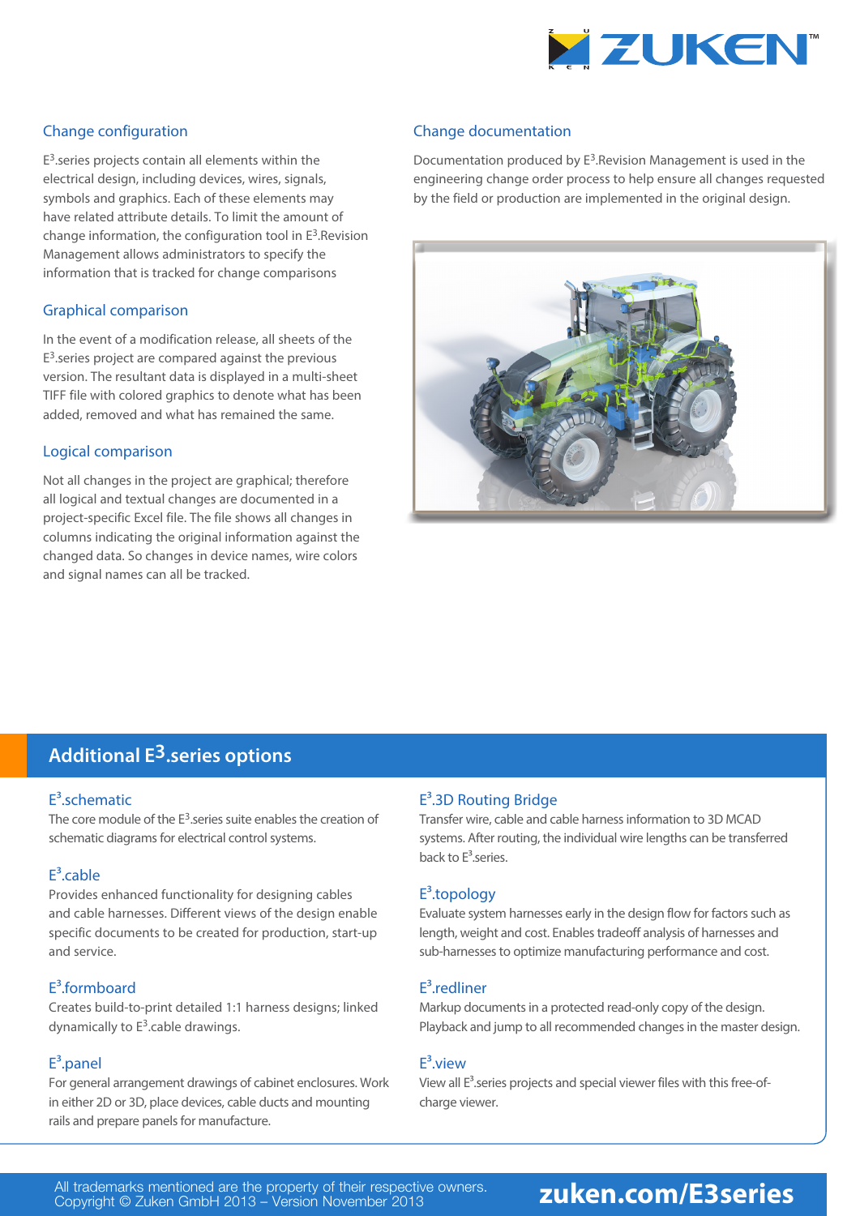## Change configuration

E$^3$.series projects contain all elements within the electrical design, including devices, wires, signals, symbols and graphics. Each of these elements may have related attribute details. To limit the amount of change information, the configuration tool in E$^3$.Revision Management allows administrators to specify the information that is tracked for change comparisons

## Graphical comparison

In the event of a modification release, all sheets of the E$^3$.series project are compared against the previous version. The resultant data is displayed in a multi-sheet TIFF file with colored graphics to denote what has been added, removed and what has remained the same.

## Logical comparison

Not all changes in the project are graphical; therefore all logical and textual changes are documented in a project-specific Excel file. The file shows all changes in columns indicating the original information against the changed data. So changes in device names, wire colors and signal names can all be tracked.

## Change documentation

Documentation produced by E$^3$.Revision Management is used in the engineering change order process to help ensure all changes requested by the field or production are implemented in the original design.

## Additional E$^3$.series options

### E$^3$.schematic

The core module of the E$^3$.series suite enables the creation of schematic diagrams for electrical control systems.

### E$^3$.cable

Provides enhanced functionality for designing cables and cable harnesses. Different views of the design enable specific documents to be created for production, start-up and service.

### E$^3$.formboard

Creates build-to-print detailed 1:1 harness designs; linked dynamically to E$^3$.cable drawings.

### E$^3$.panel

For general arrangement drawings of cabinet enclosures. Work in either 2D or 3D, place devices, cable ducts and mounting rails and prepare panels for manufacture.

### E$^3$.3D Routing Bridge

Transfer wire, cable and cable harness information to 3D MCAD systems. After routing, the individual wire lengths can be transferred back to E$^3$.series.

### E$^3$.topology

Evaluate system harnesses early in the design flow for factors such as length, weight and cost. Enables tradeoff analysis of harnesses and sub-harnesses to optimize manufacturing performance and cost.

### E$^3$.redliner

Markup documents in a protected read-only copy of the design. Playback and jump to all recommended changes in the master design.

### E$^3$.view

View all E$^3$.series projects and special viewer files with this free-of-charge viewer.

All trademarks mentioned are the property of their respective owners.
Copyright © Zuken GmbH 2013 – Version November 2013

**zuken.com/E3series**